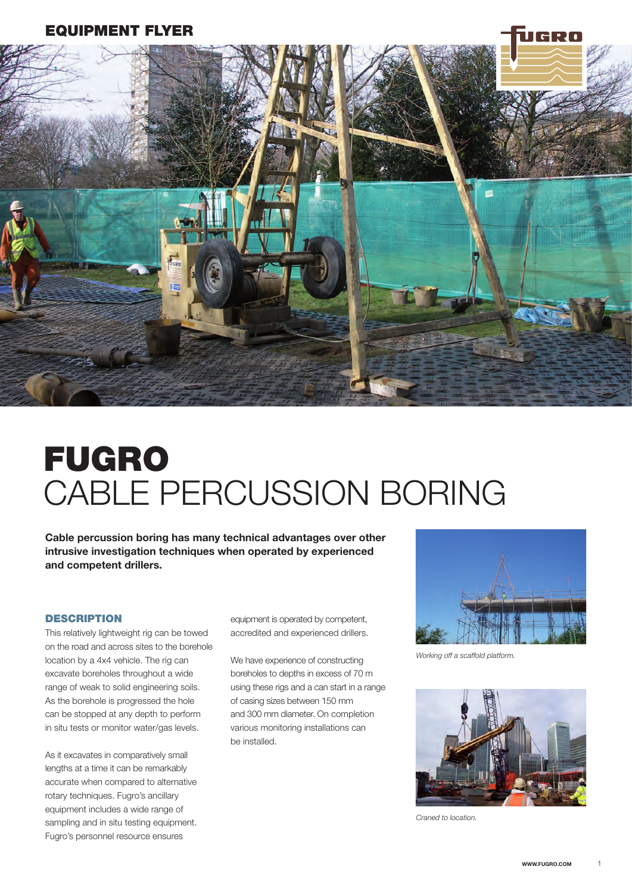EQUIPMENT FLYER

# FUGRO
## CABLE PERCUSSION BORING

**Cable percussion boring has many technical advantages over other intrusive investigation techniques when operated by experienced and competent drillers.**

### DESCRIPTION

This relatively lightweight rig can be towed on the road and across sites to the borehole location by a 4x4 vehicle. The rig can excavate boreholes throughout a wide range of weak to solid engineering soils. As the borehole is progressed the hole can be stopped at any depth to perform in situ tests or monitor water/gas levels.

As it excavates in comparatively small lengths at a time it can be remarkably accurate when compared to alternative rotary techniques. Fugro's ancillary equipment includes a wide range of sampling and in situ testing equipment. Fugro's personnel resource ensures equipment is operated by competent, accredited and experienced drillers.

We have experience of constructing boreholes to depths in excess of 70 m using these rigs and a can start in a range of casing sizes between 150 mm and 300 mm diameter. On completion various monitoring installations can be installed.

*Working off a scaffold platform.*

*Craned to location.*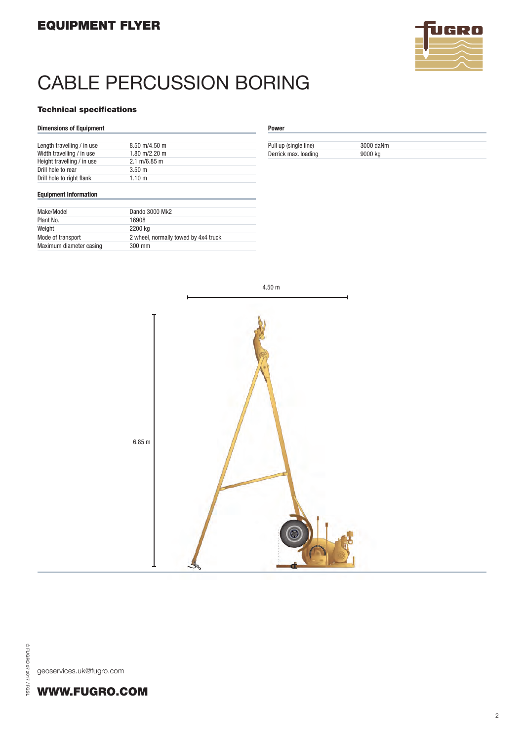## EQUIPMENT FLYER

# CABLE PERCUSSION BORING

### Technical specifications

**Dimensions of Equipment**

| | |
|---|---|
| Length travelling / in use | 8.50 m/4.50 m |
| Width travelling / in use | 1.80 m/2.20 m |
| Height travelling / in use | 2.1 m/6.85 m |
| Drill hole to rear | 3.50 m |
| Drill hole to right flank | 1.10 m |

**Equipment Information**

| | |
|---|---|
| Make/Model | Dando 3000 Mk2 |
| Plant No. | 16908 |
| Weight | 2200 kg |
| Mode of transport | 2 wheel, normally towed by 4x4 truck |
| Maximum diameter casing | 300 mm |

**Power**

| | |
|---|---|
| Pull up (single line) | 3000 daNm |
| Derrick max. loading | 9000 kg |

4.50 m

6.85 m

© FUGRO 07 2017 / FGSL

geoservices.uk@fugro.com

**WWW.FUGRO.COM**